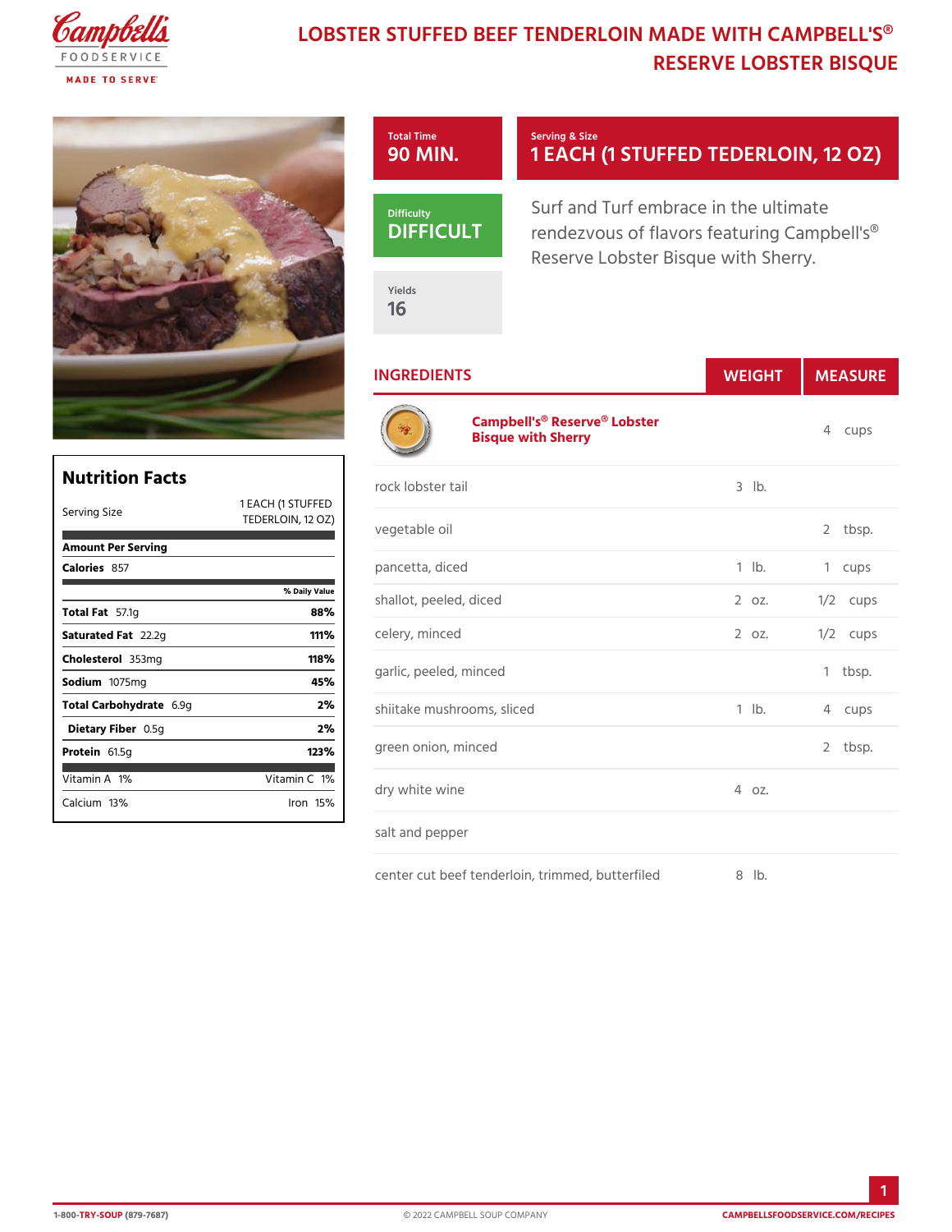# LOBSTER STUFFED BEEF TENDERLOIN MADE WITH CAMPBELL'S® RESERVE LOBSTER BISQUE

**Total Time**
90 MIN.

**Serving & Size**
1 EACH (1 STUFFED TEDERLOIN, 12 OZ)

**Difficulty**
DIFFICULT

Surf and Turf embrace in the ultimate rendezvous of flavors featuring Campbell's® Reserve Lobster Bisque with Sherry.

**Yields**
16

## INGREDIENTS

| Ingredient | WEIGHT | MEASURE |
|---|---|---|
| Campbell's® Reserve® Lobster Bisque with Sherry | | 4 cups |
| rock lobster tail | 3 lb. | |
| vegetable oil | | 2 tbsp. |
| pancetta, diced | 1 lb. | 1 cups |
| shallot, peeled, diced | 2 oz. | 1/2 cups |
| celery, minced | 2 oz. | 1/2 cups |
| garlic, peeled, minced | | 1 tbsp. |
| shiitake mushrooms, sliced | 1 lb. | 4 cups |
| green onion, minced | | 2 tbsp. |
| dry white wine | 4 oz. | |
| salt and pepper | | |
| center cut beef tenderloin, trimmed, butterfiled | 8 lb. | |

## Nutrition Facts

| | |
|---|---|
| Serving Size | 1 EACH (1 STUFFED TEDERLOIN, 12 OZ) |
| **Amount Per Serving** | |
| **Calories** 857 | |
| | **% Daily Value** |
| **Total Fat** 57.1g | **88%** |
| **Saturated Fat** 22.2g | **111%** |
| **Cholesterol** 353mg | **118%** |
| **Sodium** 1075mg | **45%** |
| **Total Carbohydrate** 6.9g | **2%** |
| **Dietary Fiber** 0.5g | **2%** |
| **Protein** 61.5g | **123%** |
| Vitamin A 1% | Vitamin C 1% |
| Calcium 13% | Iron 15% |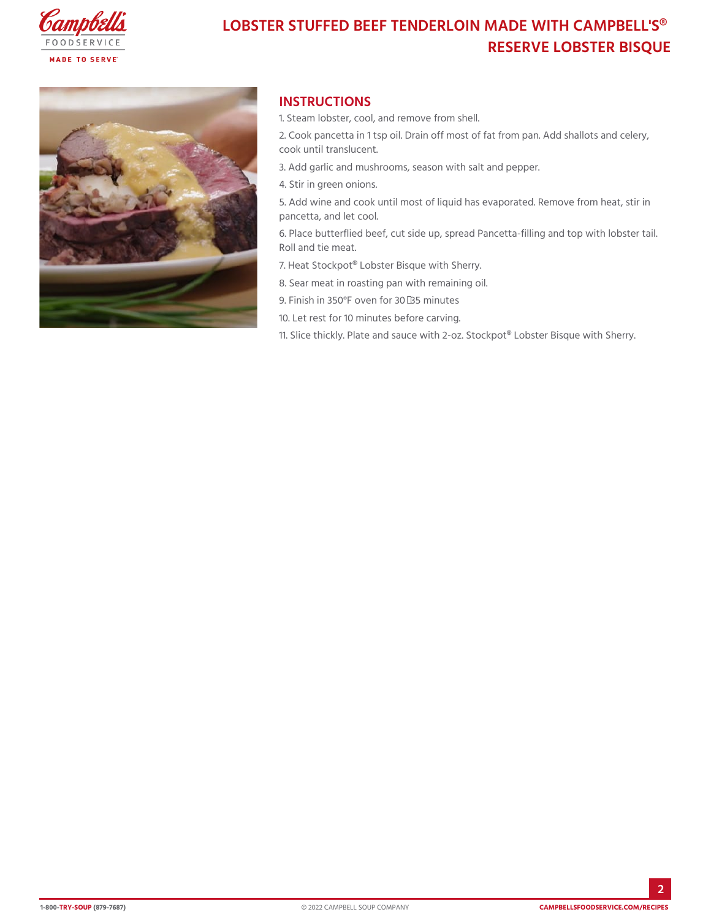# LOBSTER STUFFED BEEF TENDERLOIN MADE WITH CAMPBELL'S® RESERVE LOBSTER BISQUE

## INSTRUCTIONS

1. Steam lobster, cool, and remove from shell.
2. Cook pancetta in 1 tsp oil. Drain off most of fat from pan. Add shallots and celery, cook until translucent.
3. Add garlic and mushrooms, season with salt and pepper.
4. Stir in green onions.
5. Add wine and cook until most of liquid has evaporated. Remove from heat, stir in pancetta, and let cool.
6. Place butterflied beef, cut side up, spread Pancetta-filling and top with lobster tail. Roll and tie meat.
7. Heat Stockpot® Lobster Bisque with Sherry.
8. Sear meat in roasting pan with remaining oil.
9. Finish in 350°F oven for 30–35 minutes
10. Let rest for 10 minutes before carving.
11. Slice thickly. Plate and sauce with 2-oz. Stockpot® Lobster Bisque with Sherry.